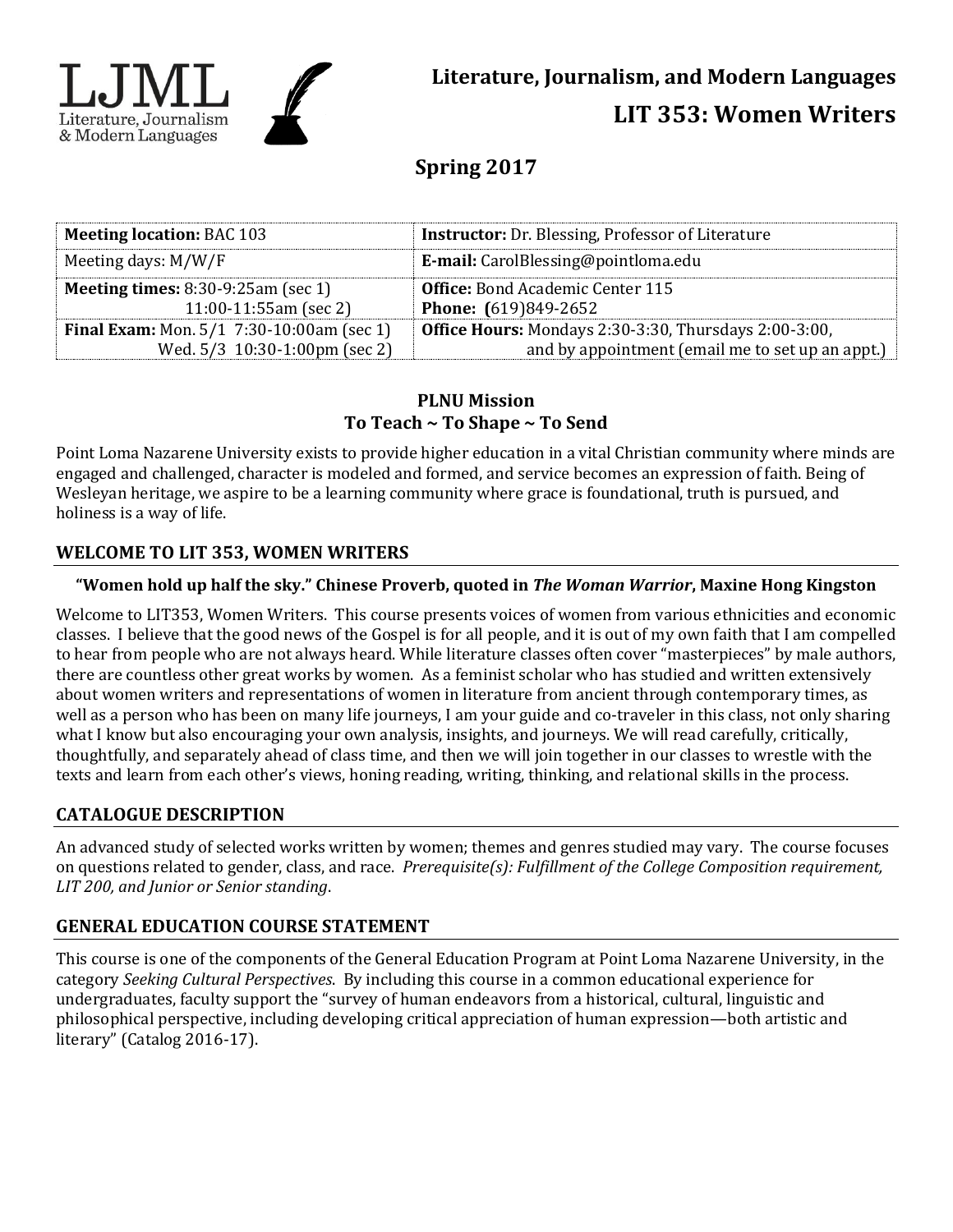LJML
Literature, Journalism & Modern Languages

# Literature, Journalism, and Modern Languages

# LIT 353: Women Writers

## Spring 2017

| **Meeting location:** BAC 103 | **Instructor:** Dr. Blessing, Professor of Literature |
|---|---|
| Meeting days: M/W/F | **E-mail:** CarolBlessing@pointloma.edu |
| **Meeting times:** 8:30-9:25am (sec 1) 11:00-11:55am (sec 2) | **Office:** Bond Academic Center 115 **Phone: (**619)849-2652 |
| **Final Exam:** Mon. 5/1 7:30-10:00am (sec 1) Wed. 5/3 10:30-1:00pm (sec 2) | **Office Hours:** Mondays 2:30-3:30, Thursdays 2:00-3:00, and by appointment (email me to set up an appt.) |

**PLNU Mission**
**To Teach ~ To Shape ~ To Send**

Point Loma Nazarene University exists to provide higher education in a vital Christian community where minds are engaged and challenged, character is modeled and formed, and service becomes an expression of faith. Being of Wesleyan heritage, we aspire to be a learning community where grace is foundational, truth is pursued, and holiness is a way of life.

## WELCOME TO LIT 353, WOMEN WRITERS

**"Women hold up half the sky." Chinese Proverb, quoted in *The Woman Warrior*, Maxine Hong Kingston**

Welcome to LIT353, Women Writers. This course presents voices of women from various ethnicities and economic classes. I believe that the good news of the Gospel is for all people, and it is out of my own faith that I am compelled to hear from people who are not always heard. While literature classes often cover "masterpieces" by male authors, there are countless other great works by women. As a feminist scholar who has studied and written extensively about women writers and representations of women in literature from ancient through contemporary times, as well as a person who has been on many life journeys, I am your guide and co-traveler in this class, not only sharing what I know but also encouraging your own analysis, insights, and journeys. We will read carefully, critically, thoughtfully, and separately ahead of class time, and then we will join together in our classes to wrestle with the texts and learn from each other's views, honing reading, writing, thinking, and relational skills in the process.

## CATALOGUE DESCRIPTION

An advanced study of selected works written by women; themes and genres studied may vary. The course focuses on questions related to gender, class, and race. *Prerequisite(s): Fulfillment of the College Composition requirement, LIT 200, and Junior or Senior standing*.

## GENERAL EDUCATION COURSE STATEMENT

This course is one of the components of the General Education Program at Point Loma Nazarene University, in the category *Seeking Cultural Perspectives*. By including this course in a common educational experience for undergraduates, faculty support the "survey of human endeavors from a historical, cultural, linguistic and philosophical perspective, including developing critical appreciation of human expression—both artistic and literary" (Catalog 2016-17).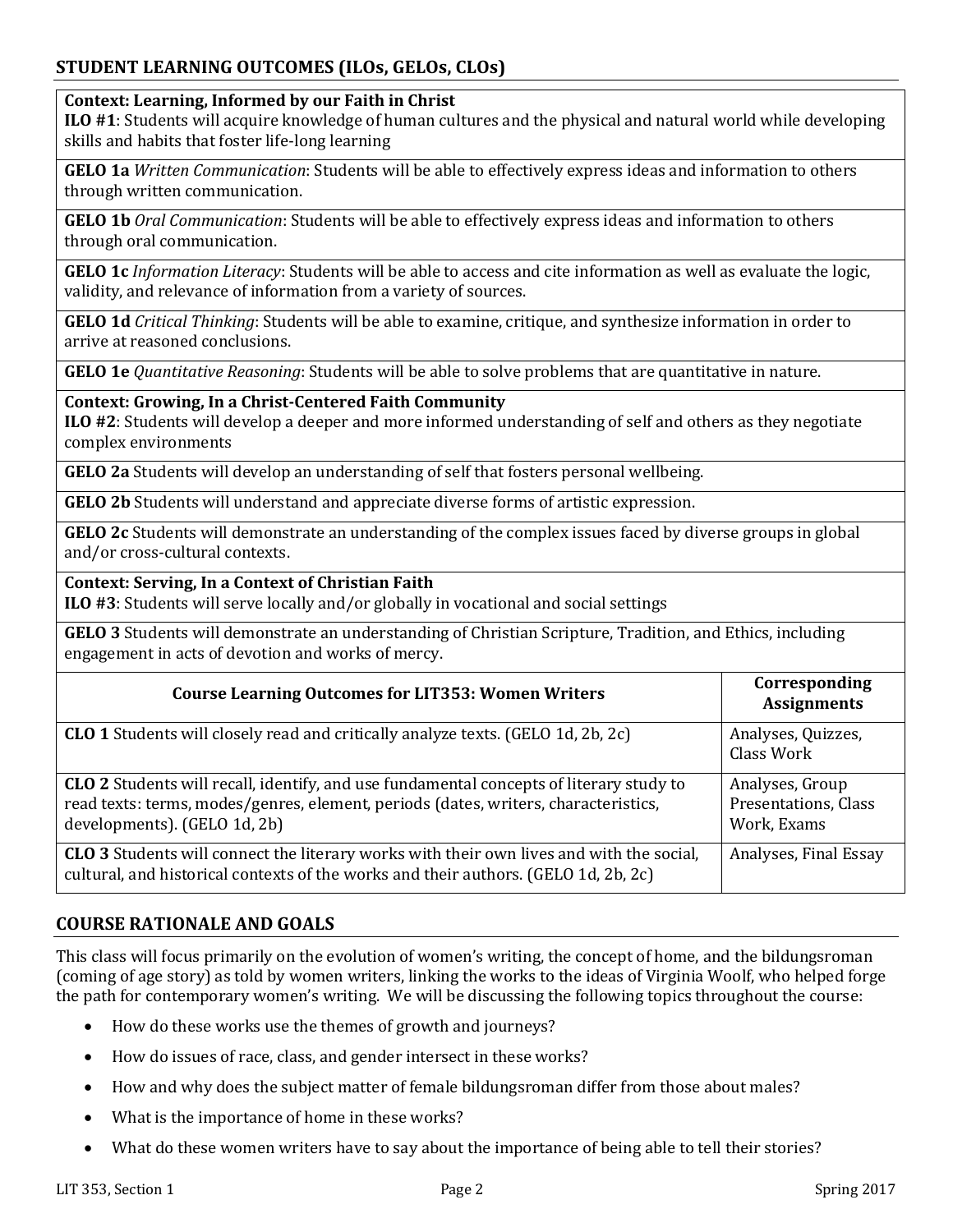## STUDENT LEARNING OUTCOMES (ILOs, GELOs, CLOs)

| |
|---|
| **Context: Learning, Informed by our Faith in Christ**<br>**ILO #1**: Students will acquire knowledge of human cultures and the physical and natural world while developing skills and habits that foster life-long learning |
| **GELO 1a** *Written Communication*: Students will be able to effectively express ideas and information to others through written communication. |
| **GELO 1b** *Oral Communication*: Students will be able to effectively express ideas and information to others through oral communication. |
| **GELO 1c** *Information Literacy*: Students will be able to access and cite information as well as evaluate the logic, validity, and relevance of information from a variety of sources. |
| **GELO 1d** *Critical Thinking*: Students will be able to examine, critique, and synthesize information in order to arrive at reasoned conclusions. |
| **GELO 1e** *Quantitative Reasoning*: Students will be able to solve problems that are quantitative in nature. |
| **Context: Growing, In a Christ-Centered Faith Community**<br>**ILO #2**: Students will develop a deeper and more informed understanding of self and others as they negotiate complex environments |
| **GELO 2a** Students will develop an understanding of self that fosters personal wellbeing. |
| **GELO 2b** Students will understand and appreciate diverse forms of artistic expression. |
| **GELO 2c** Students will demonstrate an understanding of the complex issues faced by diverse groups in global and/or cross-cultural contexts. |
| **Context: Serving, In a Context of Christian Faith**<br>**ILO #3**: Students will serve locally and/or globally in vocational and social settings |
| **GELO 3** Students will demonstrate an understanding of Christian Scripture, Tradition, and Ethics, including engagement in acts of devotion and works of mercy. |

| Course Learning Outcomes for LIT353: Women Writers | Corresponding Assignments |
|---|---|
| **CLO 1** Students will closely read and critically analyze texts. (GELO 1d, 2b, 2c) | Analyses, Quizzes, Class Work |
| **CLO 2** Students will recall, identify, and use fundamental concepts of literary study to read texts: terms, modes/genres, element, periods (dates, writers, characteristics, developments). (GELO 1d, 2b) | Analyses, Group Presentations, Class Work, Exams |
| **CLO 3** Students will connect the literary works with their own lives and with the social, cultural, and historical contexts of the works and their authors. (GELO 1d, 2b, 2c) | Analyses, Final Essay |

## COURSE RATIONALE AND GOALS

This class will focus primarily on the evolution of women's writing, the concept of home, and the bildungsroman (coming of age story) as told by women writers, linking the works to the ideas of Virginia Woolf, who helped forge the path for contemporary women's writing. We will be discussing the following topics throughout the course:

- How do these works use the themes of growth and journeys?
- How do issues of race, class, and gender intersect in these works?
- How and why does the subject matter of female bildungsroman differ from those about males?
- What is the importance of home in these works?
- What do these women writers have to say about the importance of being able to tell their stories?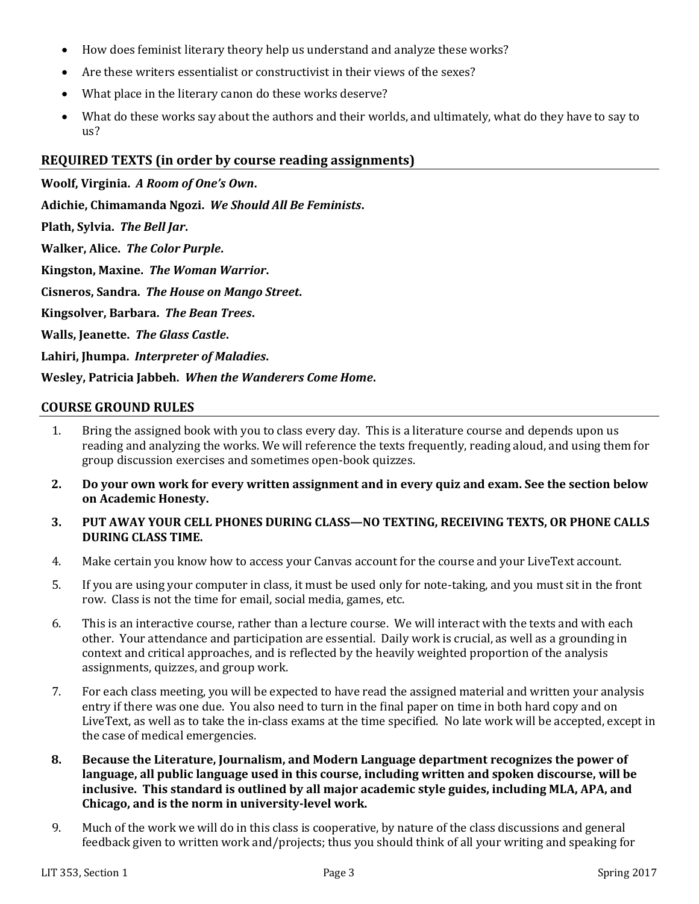- How does feminist literary theory help us understand and analyze these works?
- Are these writers essentialist or constructivist in their views of the sexes?
- What place in the literary canon do these works deserve?
- What do these works say about the authors and their worlds, and ultimately, what do they have to say to us?

## REQUIRED TEXTS (in order by course reading assignments)

**Woolf, Virginia. *A Room of One's Own*.**

**Adichie, Chimamanda Ngozi. *We Should All Be Feminists*.**

**Plath, Sylvia. *The Bell Jar*.**

**Walker, Alice. *The Color Purple*.**

**Kingston, Maxine. *The Woman Warrior*.**

**Cisneros, Sandra. *The House on Mango Street*.**

**Kingsolver, Barbara. *The Bean Trees*.**

**Walls, Jeanette. *The Glass Castle*.**

**Lahiri, Jhumpa. *Interpreter of Maladies*.**

**Wesley, Patricia Jabbeh. *When the Wanderers Come Home*.**

## COURSE GROUND RULES

1. Bring the assigned book with you to class every day. This is a literature course and depends upon us reading and analyzing the works. We will reference the texts frequently, reading aloud, and using them for group discussion exercises and sometimes open-book quizzes.
2. **Do your own work for every written assignment and in every quiz and exam. See the section below on Academic Honesty.**
3. **PUT AWAY YOUR CELL PHONES DURING CLASS—NO TEXTING, RECEIVING TEXTS, OR PHONE CALLS DURING CLASS TIME.**
4. Make certain you know how to access your Canvas account for the course and your LiveText account.
5. If you are using your computer in class, it must be used only for note-taking, and you must sit in the front row. Class is not the time for email, social media, games, etc.
6. This is an interactive course, rather than a lecture course. We will interact with the texts and with each other. Your attendance and participation are essential. Daily work is crucial, as well as a grounding in context and critical approaches, and is reflected by the heavily weighted proportion of the analysis assignments, quizzes, and group work.
7. For each class meeting, you will be expected to have read the assigned material and written your analysis entry if there was one due. You also need to turn in the final paper on time in both hard copy and on LiveText, as well as to take the in-class exams at the time specified. No late work will be accepted, except in the case of medical emergencies.
8. **Because the Literature, Journalism, and Modern Language department recognizes the power of language, all public language used in this course, including written and spoken discourse, will be inclusive. This standard is outlined by all major academic style guides, including MLA, APA, and Chicago, and is the norm in university-level work.**
9. Much of the work we will do in this class is cooperative, by nature of the class discussions and general feedback given to written work and/projects; thus you should think of all your writing and speaking for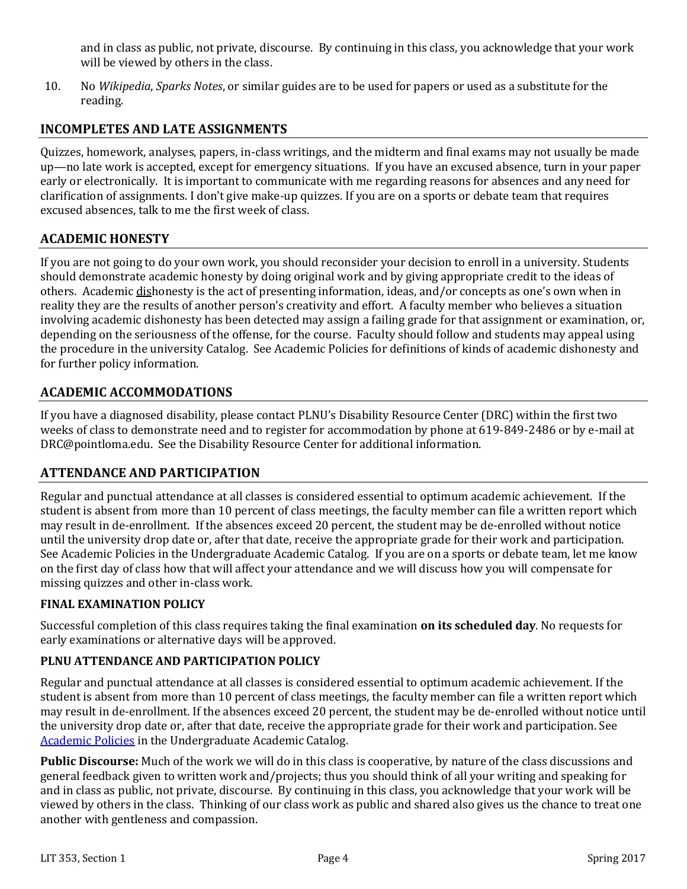and in class as public, not private, discourse. By continuing in this class, you acknowledge that your work will be viewed by others in the class.

10. No *Wikipedia*, *Sparks Notes*, or similar guides are to be used for papers or used as a substitute for the reading.

## INCOMPLETES AND LATE ASSIGNMENTS

Quizzes, homework, analyses, papers, in-class writings, and the midterm and final exams may not usually be made up—no late work is accepted, except for emergency situations. If you have an excused absence, turn in your paper early or electronically. It is important to communicate with me regarding reasons for absences and any need for clarification of assignments. I don't give make-up quizzes. If you are on a sports or debate team that requires excused absences, talk to me the first week of class.

## ACADEMIC HONESTY

If you are not going to do your own work, you should reconsider your decision to enroll in a university. Students should demonstrate academic honesty by doing original work and by giving appropriate credit to the ideas of others. Academic dishonesty is the act of presenting information, ideas, and/or concepts as one's own when in reality they are the results of another person's creativity and effort. A faculty member who believes a situation involving academic dishonesty has been detected may assign a failing grade for that assignment or examination, or, depending on the seriousness of the offense, for the course. Faculty should follow and students may appeal using the procedure in the university Catalog. See Academic Policies for definitions of kinds of academic dishonesty and for further policy information.

## ACADEMIC ACCOMMODATIONS

If you have a diagnosed disability, please contact PLNU's Disability Resource Center (DRC) within the first two weeks of class to demonstrate need and to register for accommodation by phone at 619-849-2486 or by e-mail at DRC@pointloma.edu. See the Disability Resource Center for additional information.

## ATTENDANCE AND PARTICIPATION

Regular and punctual attendance at all classes is considered essential to optimum academic achievement. If the student is absent from more than 10 percent of class meetings, the faculty member can file a written report which may result in de-enrollment. If the absences exceed 20 percent, the student may be de-enrolled without notice until the university drop date or, after that date, receive the appropriate grade for their work and participation. See Academic Policies in the Undergraduate Academic Catalog. If you are on a sports or debate team, let me know on the first day of class how that will affect your attendance and we will discuss how you will compensate for missing quizzes and other in-class work.

### FINAL EXAMINATION POLICY

Successful completion of this class requires taking the final examination **on its scheduled day**. No requests for early examinations or alternative days will be approved.

### PLNU ATTENDANCE AND PARTICIPATION POLICY

Regular and punctual attendance at all classes is considered essential to optimum academic achievement. If the student is absent from more than 10 percent of class meetings, the faculty member can file a written report which may result in de-enrollment. If the absences exceed 20 percent, the student may be de-enrolled without notice until the university drop date or, after that date, receive the appropriate grade for their work and participation. See Academic Policies in the Undergraduate Academic Catalog.

**Public Discourse:** Much of the work we will do in this class is cooperative, by nature of the class discussions and general feedback given to written work and/projects; thus you should think of all your writing and speaking for and in class as public, not private, discourse. By continuing in this class, you acknowledge that your work will be viewed by others in the class. Thinking of our class work as public and shared also gives us the chance to treat one another with gentleness and compassion.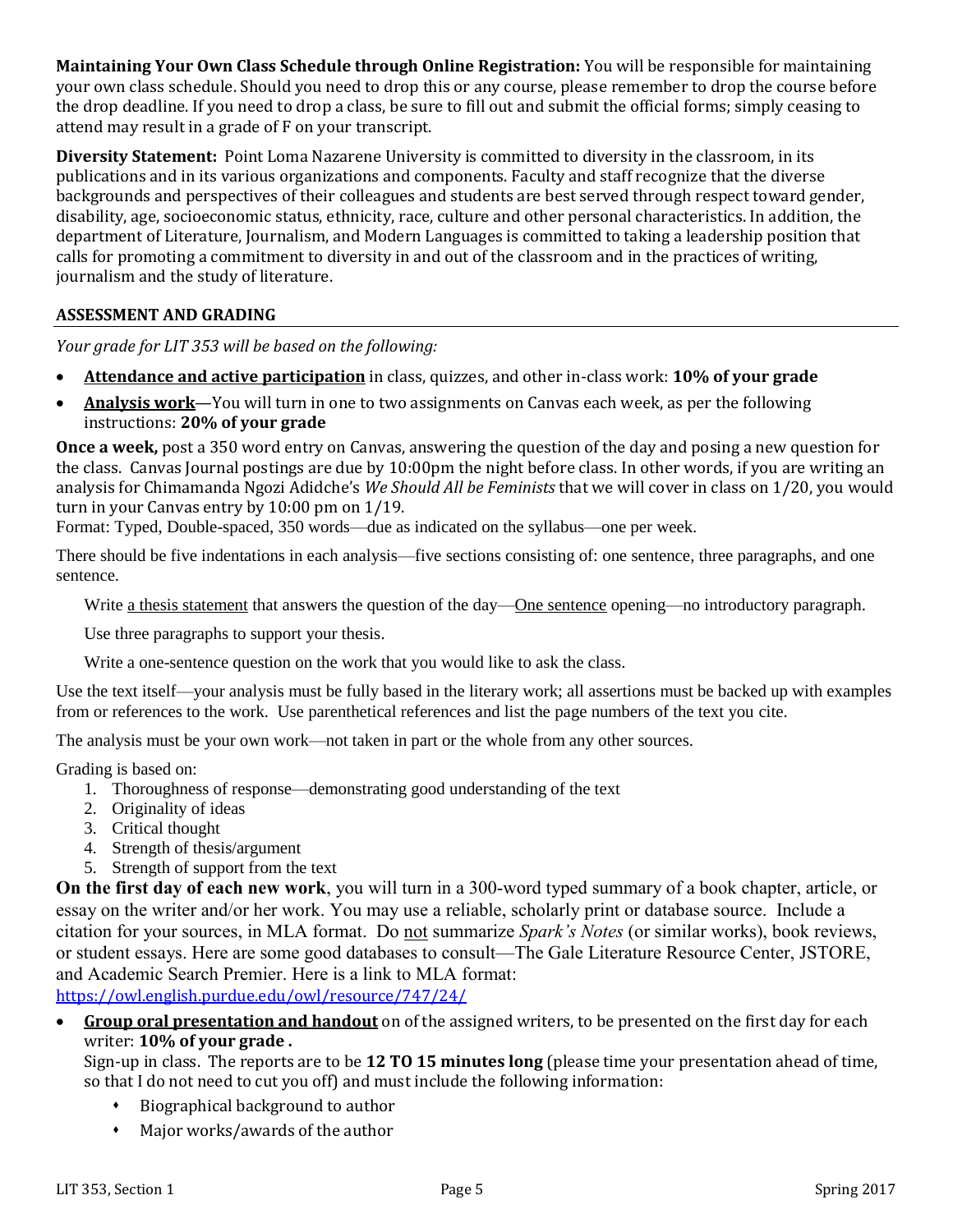**Maintaining Your Own Class Schedule through Online Registration:** You will be responsible for maintaining your own class schedule. Should you need to drop this or any course, please remember to drop the course before the drop deadline. If you need to drop a class, be sure to fill out and submit the official forms; simply ceasing to attend may result in a grade of F on your transcript.

**Diversity Statement:** Point Loma Nazarene University is committed to diversity in the classroom, in its publications and in its various organizations and components. Faculty and staff recognize that the diverse backgrounds and perspectives of their colleagues and students are best served through respect toward gender, disability, age, socioeconomic status, ethnicity, race, culture and other personal characteristics. In addition, the department of Literature, Journalism, and Modern Languages is committed to taking a leadership position that calls for promoting a commitment to diversity in and out of the classroom and in the practices of writing, journalism and the study of literature.

## ASSESSMENT AND GRADING

*Your grade for LIT 353 will be based on the following:*

- **<u>Attendance and active participation</u>** in class, quizzes, and other in-class work: **10% of your grade**
- **<u>Analysis work</u>**—You will turn in one to two assignments on Canvas each week, as per the following instructions: **20% of your grade**

**Once a week,** post a 350 word entry on Canvas, answering the question of the day and posing a new question for the class. Canvas Journal postings are due by 10:00pm the night before class. In other words, if you are writing an analysis for Chimamanda Ngozi Adidche's *We Should All be Feminists* that we will cover in class on 1/20, you would turn in your Canvas entry by 10:00 pm on 1/19.

Format: Typed, Double-spaced, 350 words—due as indicated on the syllabus—one per week.

There should be five indentations in each analysis—five sections consisting of: one sentence, three paragraphs, and one sentence.

Write <u>a thesis statement</u> that answers the question of the day—<u>One sentence</u> opening—no introductory paragraph.

Use three paragraphs to support your thesis.

Write a one-sentence question on the work that you would like to ask the class.

Use the text itself—your analysis must be fully based in the literary work; all assertions must be backed up with examples from or references to the work. Use parenthetical references and list the page numbers of the text you cite.

The analysis must be your own work—not taken in part or the whole from any other sources.

Grading is based on:

1. Thoroughness of response—demonstrating good understanding of the text
2. Originality of ideas
3. Critical thought
4. Strength of thesis/argument
5. Strength of support from the text

**On the first day of each new work**, you will turn in a 300-word typed summary of a book chapter, article, or essay on the writer and/or her work. You may use a reliable, scholarly print or database source. Include a citation for your sources, in MLA format. Do <u>not</u> summarize *Spark's Notes* (or similar works), book reviews, or student essays. Here are some good databases to consult—The Gale Literature Resource Center, JSTORE, and Academic Search Premier. Here is a link to MLA format: https://owl.english.purdue.edu/owl/resource/747/24/

- **<u>Group oral presentation and handout</u>** on of the assigned writers, to be presented on the first day for each writer: **10% of your grade .**
  
  Sign-up in class. The reports are to be **12 TO 15 minutes long** (please time your presentation ahead of time, so that I do not need to cut you off) and must include the following information:
  - Biographical background to author
  - Major works/awards of the author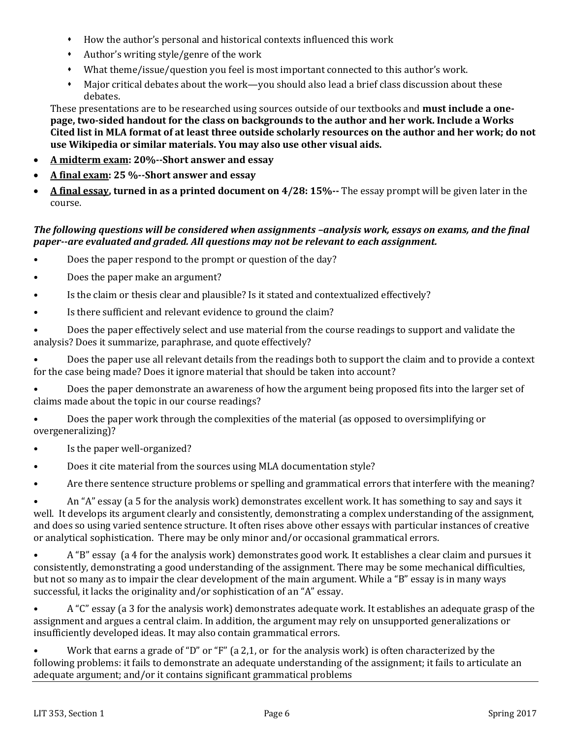- How the author's personal and historical contexts influenced this work
- Author's writing style/genre of the work
- What theme/issue/question you feel is most important connected to this author's work.
- Major critical debates about the work—you should also lead a brief class discussion about these debates.

These presentations are to be researched using sources outside of our textbooks and **must include a one-page, two-sided handout for the class on backgrounds to the author and her work. Include a Works Cited list in MLA format of at least three outside scholarly resources on the author and her work; do not use Wikipedia or similar materials. You may also use other visual aids.**

- **<u>A midterm exam</u>: 20%--Short answer and essay**
- **<u>A final exam</u>: 25 %--Short answer and essay**
- **<u>A final essay</u>, turned in as a printed document on 4/28: 15%--** The essay prompt will be given later in the course.

***The following questions will be considered when assignments –analysis work, essays on exams, and the final paper--are evaluated and graded. All questions may not be relevant to each assignment.***

- Does the paper respond to the prompt or question of the day?
- Does the paper make an argument?
- Is the claim or thesis clear and plausible? Is it stated and contextualized effectively?
- Is there sufficient and relevant evidence to ground the claim?
- Does the paper effectively select and use material from the course readings to support and validate the analysis? Does it summarize, paraphrase, and quote effectively?
- Does the paper use all relevant details from the readings both to support the claim and to provide a context for the case being made? Does it ignore material that should be taken into account?
- Does the paper demonstrate an awareness of how the argument being proposed fits into the larger set of claims made about the topic in our course readings?
- Does the paper work through the complexities of the material (as opposed to oversimplifying or overgeneralizing)?
- Is the paper well-organized?
- Does it cite material from the sources using MLA documentation style?
- Are there sentence structure problems or spelling and grammatical errors that interfere with the meaning?
- An "A" essay (a 5 for the analysis work) demonstrates excellent work. It has something to say and says it well. It develops its argument clearly and consistently, demonstrating a complex understanding of the assignment, and does so using varied sentence structure. It often rises above other essays with particular instances of creative or analytical sophistication. There may be only minor and/or occasional grammatical errors.
- A "B" essay (a 4 for the analysis work) demonstrates good work. It establishes a clear claim and pursues it consistently, demonstrating a good understanding of the assignment. There may be some mechanical difficulties, but not so many as to impair the clear development of the main argument. While a "B" essay is in many ways successful, it lacks the originality and/or sophistication of an "A" essay.
- A "C" essay (a 3 for the analysis work) demonstrates adequate work. It establishes an adequate grasp of the assignment and argues a central claim. In addition, the argument may rely on unsupported generalizations or insufficiently developed ideas. It may also contain grammatical errors.
- Work that earns a grade of "D" or "F" (a 2,1, or for the analysis work) is often characterized by the following problems: it fails to demonstrate an adequate understanding of the assignment; it fails to articulate an adequate argument; and/or it contains significant grammatical problems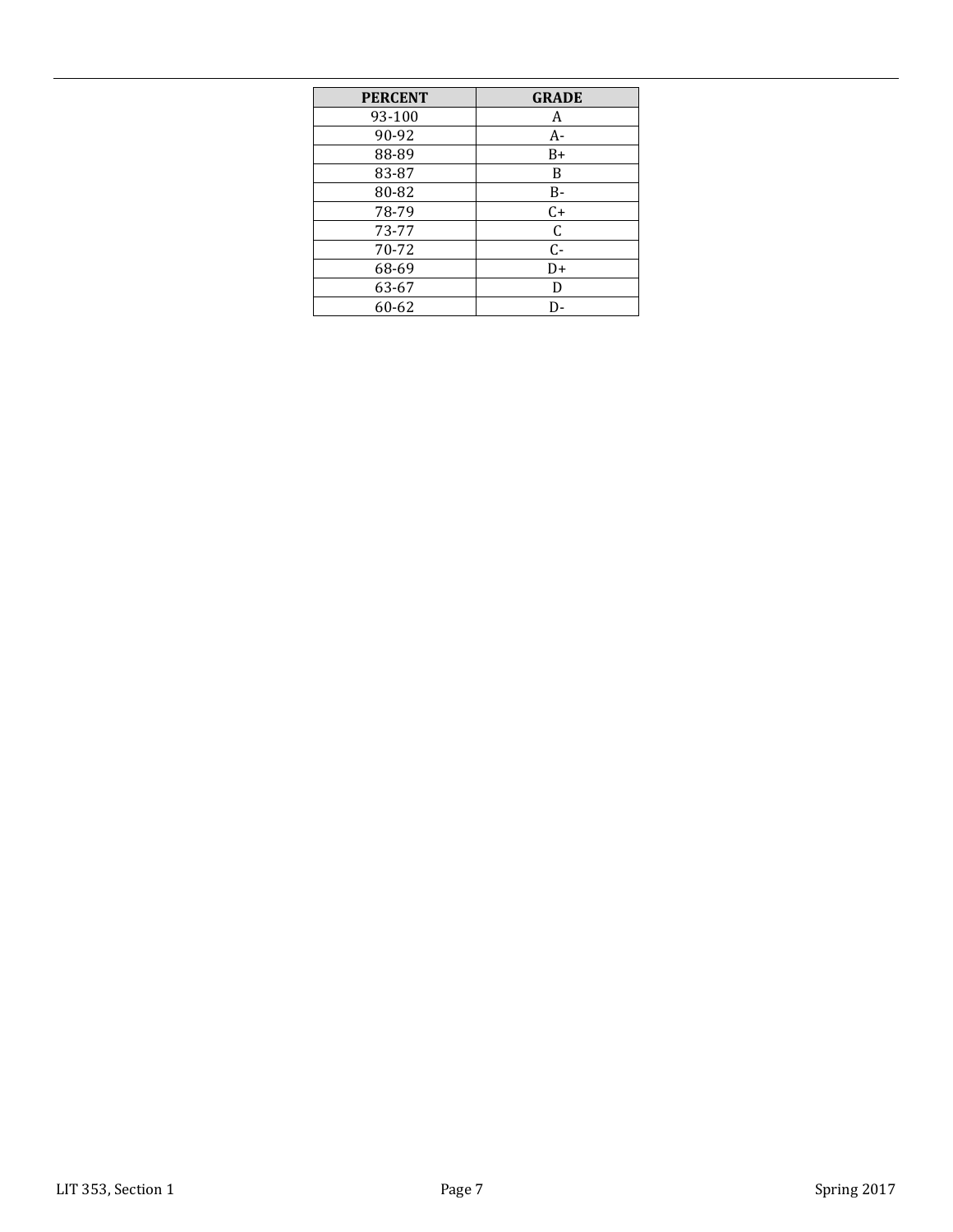| PERCENT | GRADE |
| --- | --- |
| 93-100 | A |
| 90-92 | A- |
| 88-89 | B+ |
| 83-87 | B |
| 80-82 | B- |
| 78-79 | C+ |
| 73-77 | C |
| 70-72 | C- |
| 68-69 | D+ |
| 63-67 | D |
| 60-62 | D- |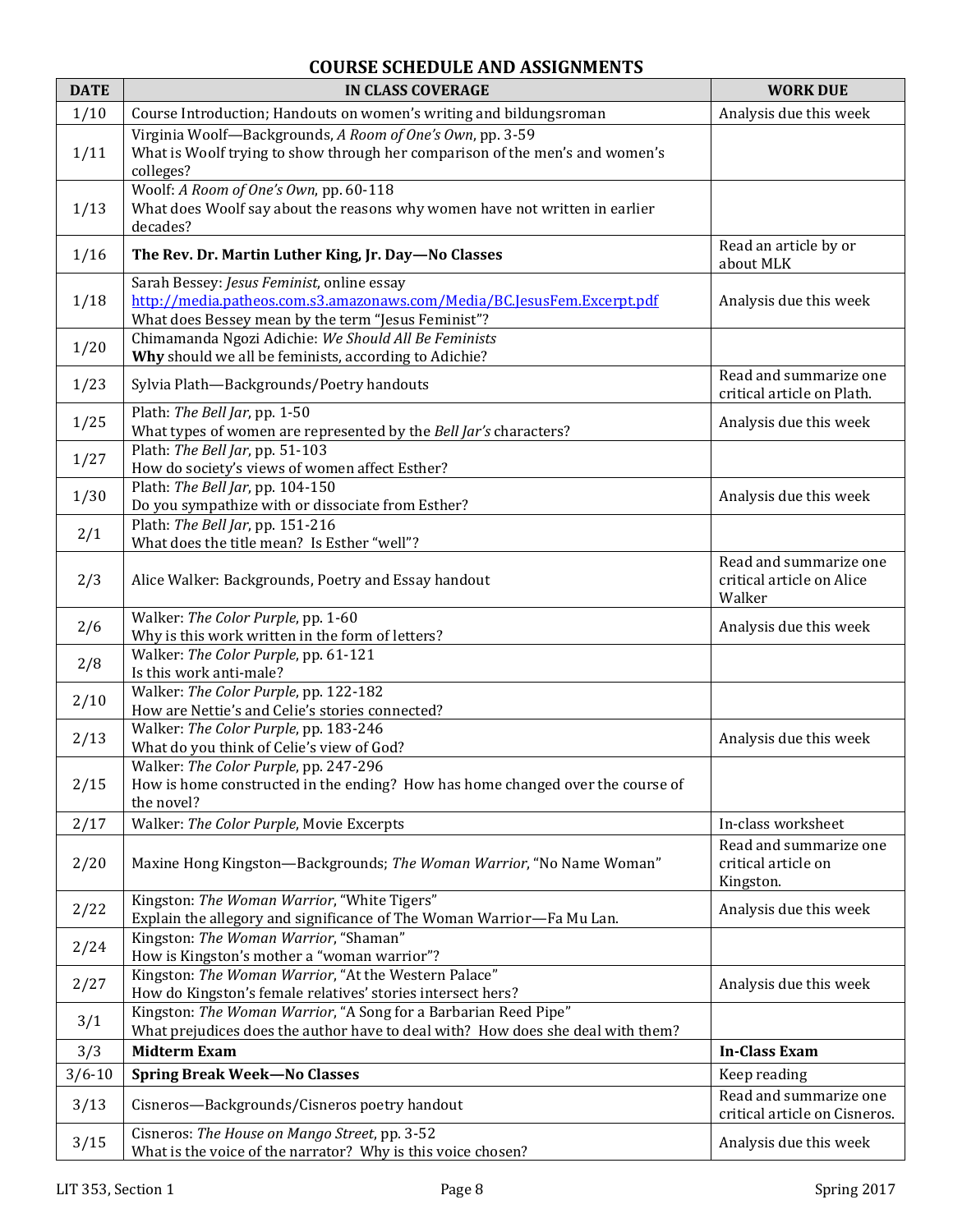# COURSE SCHEDULE AND ASSIGNMENTS

| DATE | IN CLASS COVERAGE | WORK DUE |
|---|---|---|
| 1/10 | Course Introduction; Handouts on women's writing and bildungsroman | Analysis due this week |
| 1/11 | Virginia Woolf—Backgrounds, *A Room of One's Own*, pp. 3-59<br>What is Woolf trying to show through her comparison of the men's and women's colleges? | |
| 1/13 | Woolf: *A Room of One's Own*, pp. 60-118<br>What does Woolf say about the reasons why women have not written in earlier decades? | |
| 1/16 | **The Rev. Dr. Martin Luther King, Jr. Day—No Classes** | Read an article by or about MLK |
| 1/18 | Sarah Bessey: *Jesus Feminist*, online essay<br>http://media.patheos.com.s3.amazonaws.com/Media/BC.JesusFem.Excerpt.pdf<br>What does Bessey mean by the term "Jesus Feminist"? | Analysis due this week |
| 1/20 | Chimamanda Ngozi Adichie: *We Should All Be Feminists*<br>**Why** should we all be feminists, according to Adichie? | |
| 1/23 | Sylvia Plath—Backgrounds/Poetry handouts | Read and summarize one critical article on Plath. |
| 1/25 | Plath: *The Bell Jar*, pp. 1-50<br>What types of women are represented by the *Bell Jar's* characters? | Analysis due this week |
| 1/27 | Plath: *The Bell Jar*, pp. 51-103<br>How do society's views of women affect Esther? | |
| 1/30 | Plath: *The Bell Jar*, pp. 104-150<br>Do you sympathize with or dissociate from Esther? | Analysis due this week |
| 2/1 | Plath: *The Bell Jar*, pp. 151-216<br>What does the title mean? Is Esther "well"? | |
| 2/3 | Alice Walker: Backgrounds, Poetry and Essay handout | Read and summarize one critical article on Alice Walker |
| 2/6 | Walker: *The Color Purple*, pp. 1-60<br>Why is this work written in the form of letters? | Analysis due this week |
| 2/8 | Walker: *The Color Purple*, pp. 61-121<br>Is this work anti-male? | |
| 2/10 | Walker: *The Color Purple*, pp. 122-182<br>How are Nettie's and Celie's stories connected? | |
| 2/13 | Walker: *The Color Purple*, pp. 183-246<br>What do you think of Celie's view of God? | Analysis due this week |
| 2/15 | Walker: *The Color Purple*, pp. 247-296<br>How is home constructed in the ending? How has home changed over the course of the novel? | |
| 2/17 | Walker: *The Color Purple*, Movie Excerpts | In-class worksheet |
| 2/20 | Maxine Hong Kingston—Backgrounds; *The Woman Warrior*, "No Name Woman" | Read and summarize one critical article on Kingston. |
| 2/22 | Kingston: *The Woman Warrior*, "White Tigers"<br>Explain the allegory and significance of The Woman Warrior—Fa Mu Lan. | Analysis due this week |
| 2/24 | Kingston: *The Woman Warrior*, "Shaman"<br>How is Kingston's mother a "woman warrior"? | |
| 2/27 | Kingston: *The Woman Warrior*, "At the Western Palace"<br>How do Kingston's female relatives' stories intersect hers? | Analysis due this week |
| 3/1 | Kingston: *The Woman Warrior*, "A Song for a Barbarian Reed Pipe"<br>What prejudices does the author have to deal with? How does she deal with them? | |
| 3/3 | **Midterm Exam** | **In-Class Exam** |
| 3/6-10 | **Spring Break Week—No Classes** | Keep reading |
| 3/13 | Cisneros—Backgrounds/Cisneros poetry handout | Read and summarize one critical article on Cisneros. |
| 3/15 | Cisneros: *The House on Mango Street*, pp. 3-52<br>What is the voice of the narrator? Why is this voice chosen? | Analysis due this week |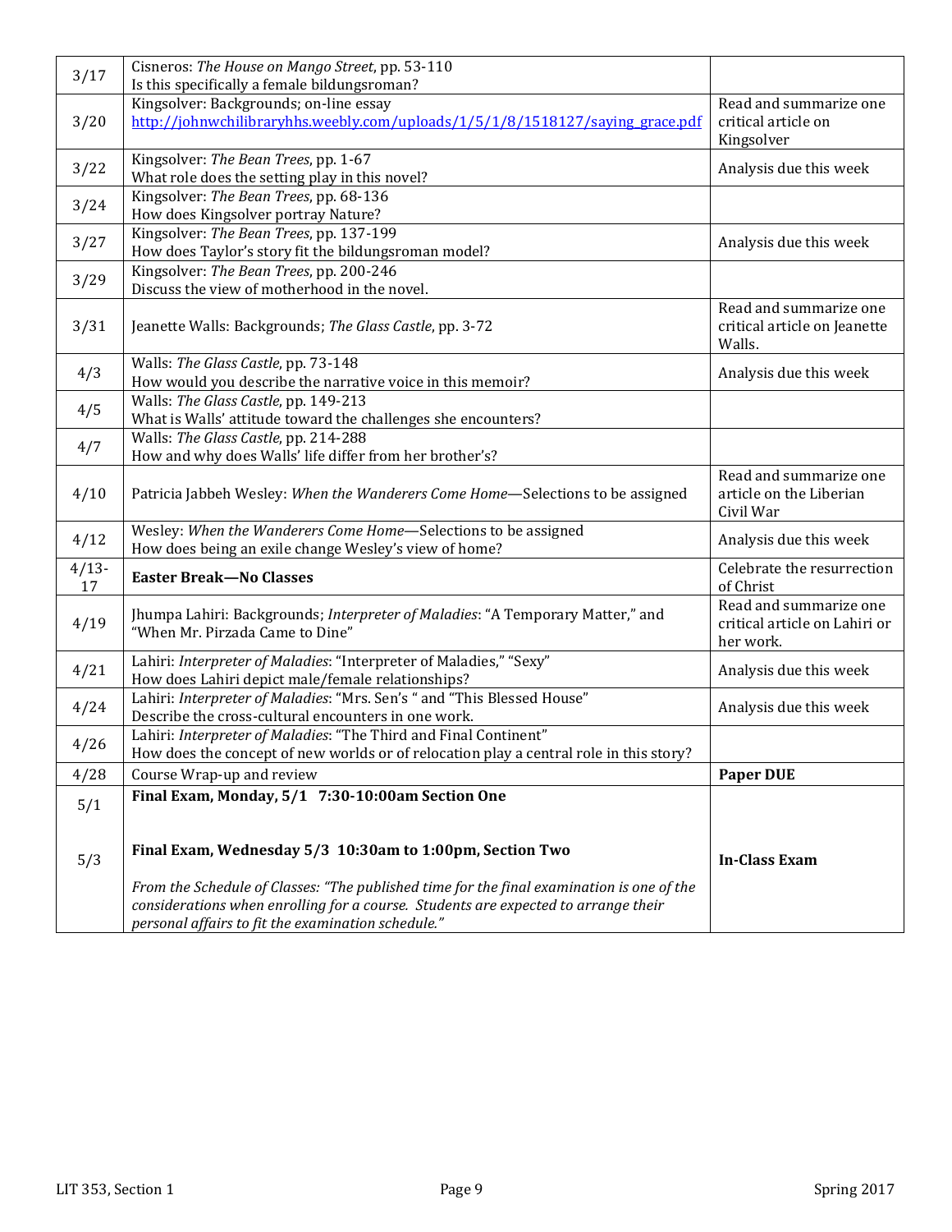| | | |
|---|---|---|
| 3/17 | Cisneros: *The House on Mango Street*, pp. 53-110<br>Is this specifically a female bildungsroman? | |
| 3/20 | Kingsolver: Backgrounds; on-line essay<br>http://johnwchilibraryhhs.weebly.com/uploads/1/5/1/8/1518127/saying_grace.pdf | Read and summarize one critical article on Kingsolver |
| 3/22 | Kingsolver: *The Bean Trees*, pp. 1-67<br>What role does the setting play in this novel? | Analysis due this week |
| 3/24 | Kingsolver: *The Bean Trees*, pp. 68-136<br>How does Kingsolver portray Nature? | |
| 3/27 | Kingsolver: *The Bean Trees*, pp. 137-199<br>How does Taylor's story fit the bildungsroman model? | Analysis due this week |
| 3/29 | Kingsolver: *The Bean Trees*, pp. 200-246<br>Discuss the view of motherhood in the novel. | |
| 3/31 | Jeanette Walls: Backgrounds; *The Glass Castle*, pp. 3-72 | Read and summarize one critical article on Jeanette Walls. |
| 4/3 | Walls: *The Glass Castle*, pp. 73-148<br>How would you describe the narrative voice in this memoir? | Analysis due this week |
| 4/5 | Walls: *The Glass Castle*, pp. 149-213<br>What is Walls' attitude toward the challenges she encounters? | |
| 4/7 | Walls: *The Glass Castle*, pp. 214-288<br>How and why does Walls' life differ from her brother's? | |
| 4/10 | Patricia Jabbeh Wesley: *When the Wanderers Come Home*—Selections to be assigned | Read and summarize one article on the Liberian Civil War |
| 4/12 | Wesley: *When the Wanderers Come Home*—Selections to be assigned<br>How does being an exile change Wesley's view of home? | Analysis due this week |
| 4/13-17 | **Easter Break—No Classes** | Celebrate the resurrection of Christ |
| 4/19 | Jhumpa Lahiri: Backgrounds; *Interpreter of Maladies*: "A Temporary Matter," and "When Mr. Pirzada Came to Dine" | Read and summarize one critical article on Lahiri or her work. |
| 4/21 | Lahiri: *Interpreter of Maladies*: "Interpreter of Maladies," "Sexy"<br>How does Lahiri depict male/female relationships? | Analysis due this week |
| 4/24 | Lahiri: *Interpreter of Maladies*: "Mrs. Sen's " and "This Blessed House"<br>Describe the cross-cultural encounters in one work. | Analysis due this week |
| 4/26 | Lahiri: *Interpreter of Maladies*: "The Third and Final Continent"<br>How does the concept of new worlds or of relocation play a central role in this story? | |
| 4/28 | Course Wrap-up and review | **Paper DUE** |
| 5/1<br><br>5/3 | **Final Exam, Monday, 5/1 7:30-10:00am Section One**<br><br>**Final Exam, Wednesday 5/3 10:30am to 1:00pm, Section Two**<br><br>*From the Schedule of Classes: "The published time for the final examination is one of the considerations when enrolling for a course. Students are expected to arrange their personal affairs to fit the examination schedule."* | **In-Class Exam** |